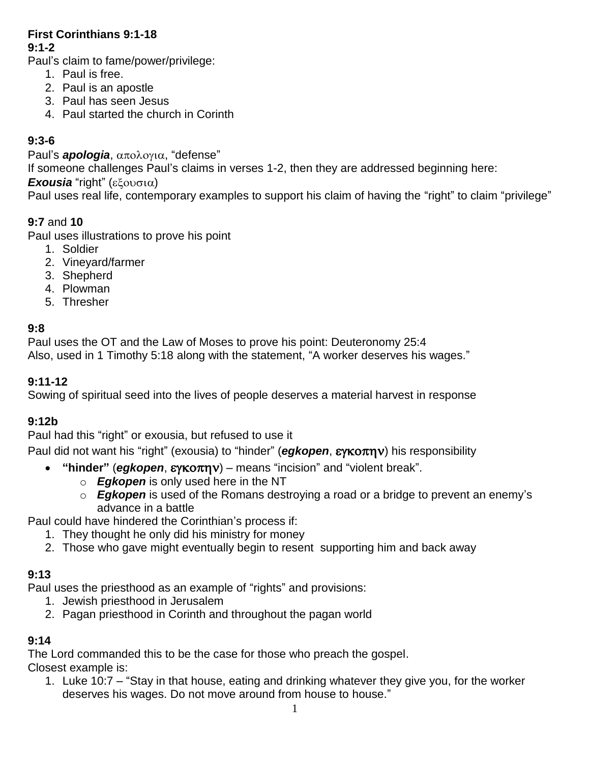**First Corinthians 9:1-18**

**9:1-2**

Paul's claim to fame/power/privilege:

1. Paul is free.
2. Paul is an apostle
3. Paul has seen Jesus
4. Paul started the church in Corinth

**9:3-6**

Paul's ***apologia***, απολογια, "defense"

If someone challenges Paul's claims in verses 1-2, then they are addressed beginning here:

***Exousia*** "right" (εξουσια)

Paul uses real life, contemporary examples to support his claim of having the "right" to claim "privilege"

**9:7** and **10**

Paul uses illustrations to prove his point

1. Soldier
2. Vineyard/farmer
3. Shepherd
4. Plowman
5. Thresher

**9:8**

Paul uses the OT and the Law of Moses to prove his point: Deuteronomy 25:4

Also, used in 1 Timothy 5:18 along with the statement, "A worker deserves his wages."

**9:11-12**

Sowing of spiritual seed into the lives of people deserves a material harvest in response

**9:12b**

Paul had this "right" or exousia, but refused to use it

Paul did not want his "right" (exousia) to "hinder" (***egkopen***, **εγκοπην**) his responsibility

- **"hinder"** (***egkopen***, **εγκοπην**) – means "incision" and "violent break".
  - ***Egkopen*** is only used here in the NT
  - ***Egkopen*** is used of the Romans destroying a road or a bridge to prevent an enemy's advance in a battle

Paul could have hindered the Corinthian's process if:

1. They thought he only did his ministry for money
2. Those who gave might eventually begin to resent supporting him and back away

**9:13**

Paul uses the priesthood as an example of "rights" and provisions:

1. Jewish priesthood in Jerusalem
2. Pagan priesthood in Corinth and throughout the pagan world

**9:14**

The Lord commanded this to be the case for those who preach the gospel.

Closest example is:

1. Luke 10:7 – "Stay in that house, eating and drinking whatever they give you, for the worker deserves his wages. Do not move around from house to house."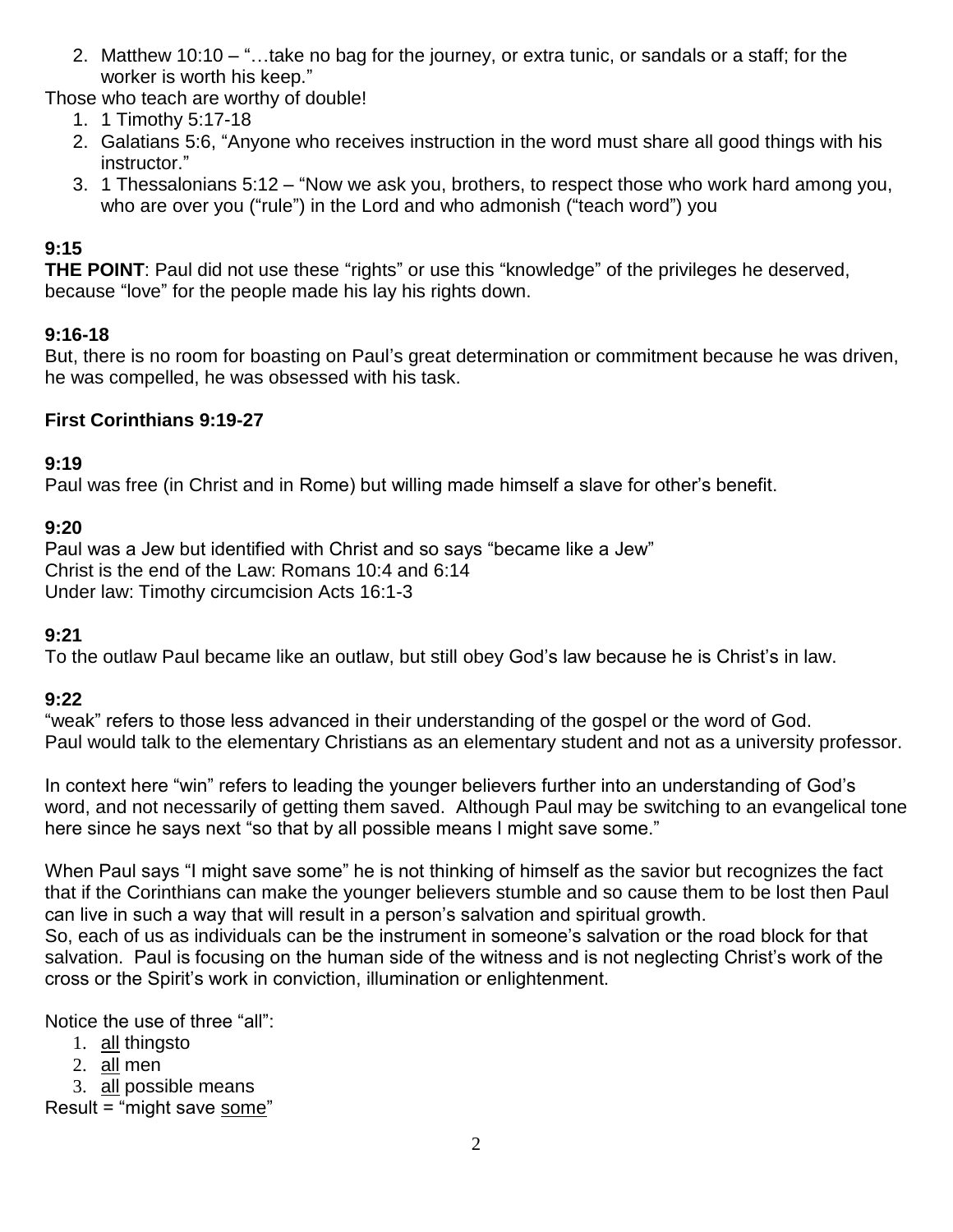2. Matthew 10:10 – "…take no bag for the journey, or extra tunic, or sandals or a staff; for the worker is worth his keep."

Those who teach are worthy of double!

1. 1 Timothy 5:17-18
2. Galatians 5:6, "Anyone who receives instruction in the word must share all good things with his instructor."
3. 1 Thessalonians 5:12 – "Now we ask you, brothers, to respect those who work hard among you, who are over you ("rule") in the Lord and who admonish ("teach word") you

**9:15**

**THE POINT**: Paul did not use these "rights" or use this "knowledge" of the privileges he deserved, because "love" for the people made his lay his rights down.

**9:16-18**

But, there is no room for boasting on Paul's great determination or commitment because he was driven, he was compelled, he was obsessed with his task.

**First Corinthians 9:19-27**

**9:19**

Paul was free (in Christ and in Rome) but willing made himself a slave for other's benefit.

**9:20**

Paul was a Jew but identified with Christ and so says "became like a Jew"
Christ is the end of the Law: Romans 10:4 and 6:14
Under law: Timothy circumcision Acts 16:1-3

**9:21**

To the outlaw Paul became like an outlaw, but still obey God's law because he is Christ's in law.

**9:22**

"weak" refers to those less advanced in their understanding of the gospel or the word of God.
Paul would talk to the elementary Christians as an elementary student and not as a university professor.

In context here "win" refers to leading the younger believers further into an understanding of God's word, and not necessarily of getting them saved. Although Paul may be switching to an evangelical tone here since he says next "so that by all possible means I might save some."

When Paul says "I might save some" he is not thinking of himself as the savior but recognizes the fact that if the Corinthians can make the younger believers stumble and so cause them to be lost then Paul can live in such a way that will result in a person's salvation and spiritual growth.
So, each of us as individuals can be the instrument in someone's salvation or the road block for that salvation. Paul is focusing on the human side of the witness and is not neglecting Christ's work of the cross or the Spirit's work in conviction, illumination or enlightenment.

Notice the use of three "all":

1. <u>all</u> thingsto
2. <u>all</u> men
3. <u>all</u> possible means

Result = "might save <u>some</u>"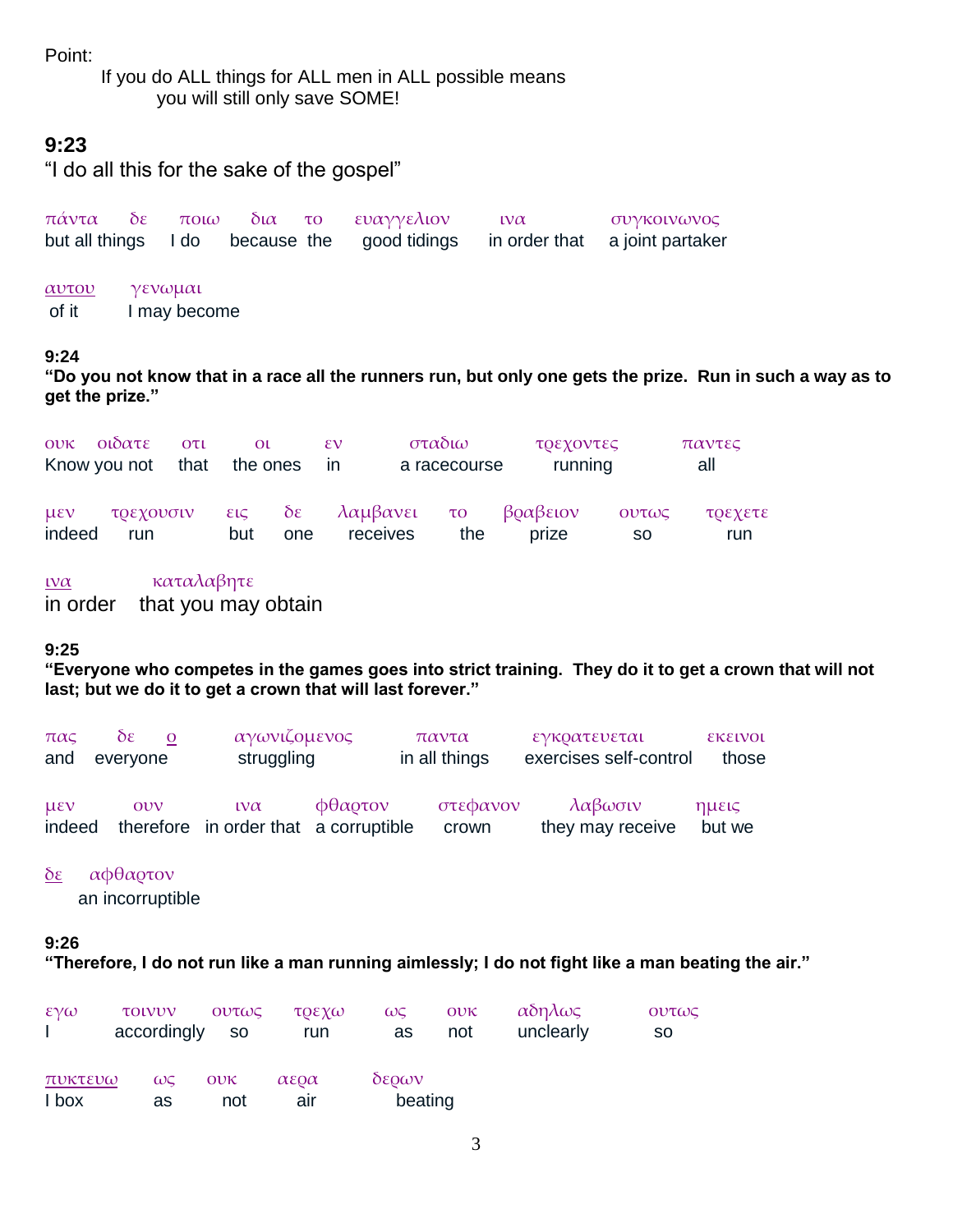Point:

If you do ALL things for ALL men in ALL possible means
you will still only save SOME!

### 9:23

"I do all this for the sake of the gospel"

| πάντα δε | ποιω | δια | το | ευαγγελιον | ινα | συγκοινωνος |
|---|---|---|---|---|---|---|
| but all things | I do | because | the | good tidings | in order that | a joint partaker |

| αυτου | γενωμαι |
|---|---|
| of it | I may become |

**9:24**

**"Do you not know that in a race all the runners run, but only one gets the prize. Run in such a way as to get the prize."**

| ουκ οιδατε | οτι | οι | εν | σταδιω | τρεχοντες | παντες |
|---|---|---|---|---|---|---|
| Know you not | that | the ones | in | a racecourse | running | all |

| μεν | τρεχουσιν | εις | δε | λαμβανει | το | βραβειον | ουτως | τρεχετε |
|---|---|---|---|---|---|---|---|---|
| indeed | run | but | one | receives | the | prize | so | run |

| ινα | καταλαβητε |
|---|---|
| in order | that you may obtain |

**9:25**

**"Everyone who competes in the games goes into strict training. They do it to get a crown that will not last; but we do it to get a crown that will last forever."**

| πας | δε ο | αγωνιζομενος | παντα | εγκρατευεται | εκεινοι |
|---|---|---|---|---|---|
| and | everyone | struggling | in all things | exercises self-control | those |

| μεν | ουν | ινα | φθαρτον | στεφανον | λαβωσιν | ημεις |
|---|---|---|---|---|---|---|
| indeed | therefore | in order that | a corruptible | crown | they may receive | but we |

| δε | αφθαρτον |
|---|---|
| | an incorruptible |

**9:26**

**"Therefore, I do not run like a man running aimlessly; I do not fight like a man beating the air."**

| εγω | τοινυν | ουτως | τρεχω | ως | ουκ | αδηλως | ουτως |
|---|---|---|---|---|---|---|---|
| I | accordingly | so | run | as | not | unclearly | so |

| πυκτευω | ως | ουκ | αερα | δερων |
|---|---|---|---|---|
| I box | as | not | air | beating |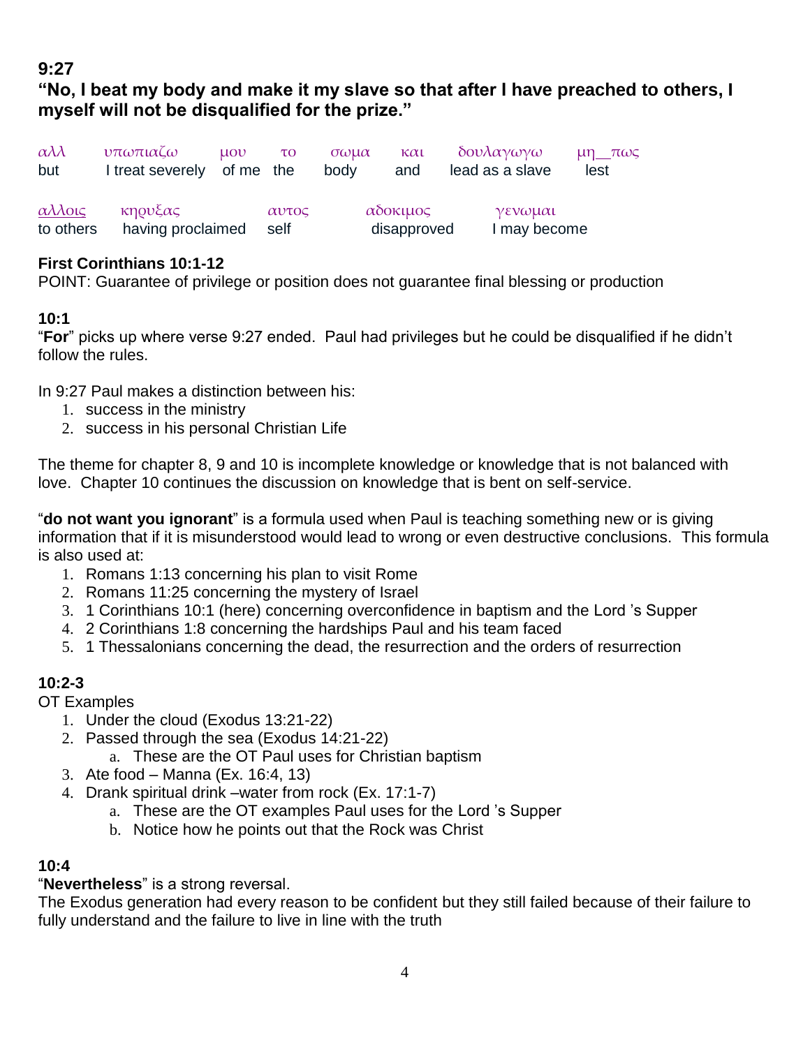**9:27**

**"No, I beat my body and make it my slave so that after I have preached to others, I myself will not be disqualified for the prize."**

| | | | | | | | |
|---|---|---|---|---|---|---|---|
| αλλ | υπωπιαζω | μου | το | σωμα | και | δουλαγωγω | μη_πως |
| but | I treat severely | of me | the | body | and | lead as a slave | lest |

| | | | | |
|---|---|---|---|---|
| αλλοις | κηρυξας | αυτος | αδοκιμος | γενωμαι |
| to others | having proclaimed | self | disapproved | I may become |

**First Corinthians 10:1-12**

POINT: Guarantee of privilege or position does not guarantee final blessing or production

**10:1**

"**For**" picks up where verse 9:27 ended. Paul had privileges but he could be disqualified if he didn't follow the rules.

In 9:27 Paul makes a distinction between his:

1. success in the ministry
2. success in his personal Christian Life

The theme for chapter 8, 9 and 10 is incomplete knowledge or knowledge that is not balanced with love. Chapter 10 continues the discussion on knowledge that is bent on self-service.

"**do not want you ignorant**" is a formula used when Paul is teaching something new or is giving information that if it is misunderstood would lead to wrong or even destructive conclusions. This formula is also used at:

1. Romans 1:13 concerning his plan to visit Rome
2. Romans 11:25 concerning the mystery of Israel
3. 1 Corinthians 10:1 (here) concerning overconfidence in baptism and the Lord 's Supper
4. 2 Corinthians 1:8 concerning the hardships Paul and his team faced
5. 1 Thessalonians concerning the dead, the resurrection and the orders of resurrection

**10:2-3**

OT Examples

1. Under the cloud (Exodus 13:21-22)
2. Passed through the sea (Exodus 14:21-22)
   a. These are the OT Paul uses for Christian baptism
3. Ate food – Manna (Ex. 16:4, 13)
4. Drank spiritual drink –water from rock (Ex. 17:1-7)
   a. These are the OT examples Paul uses for the Lord 's Supper
   b. Notice how he points out that the Rock was Christ

**10:4**

"**Nevertheless**" is a strong reversal.

The Exodus generation had every reason to be confident but they still failed because of their failure to fully understand and the failure to live in line with the truth